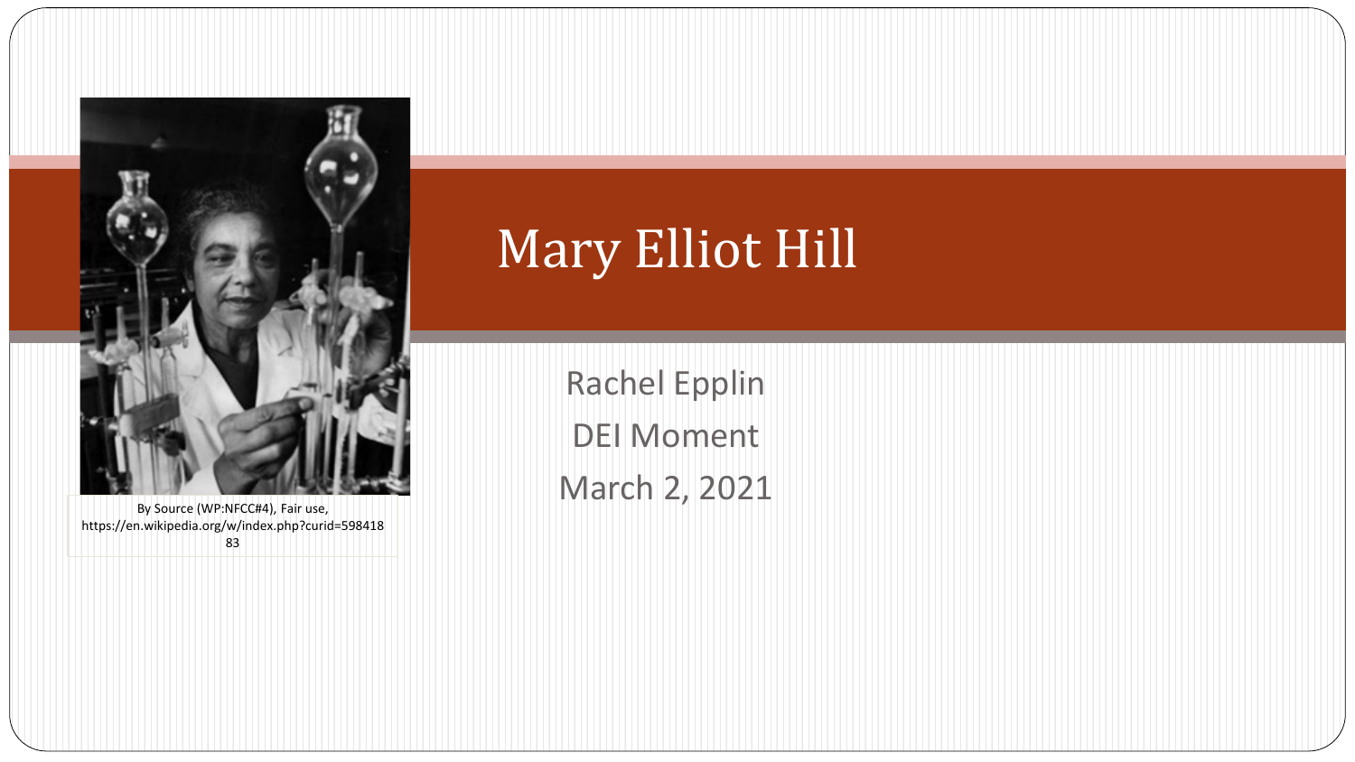# Mary Elliot Hill

Rachel Epplin

DEI Moment

March 2, 2021

By Source (WP:NFCC#4), Fair use, https://en.wikipedia.org/w/index.php?curid=59841883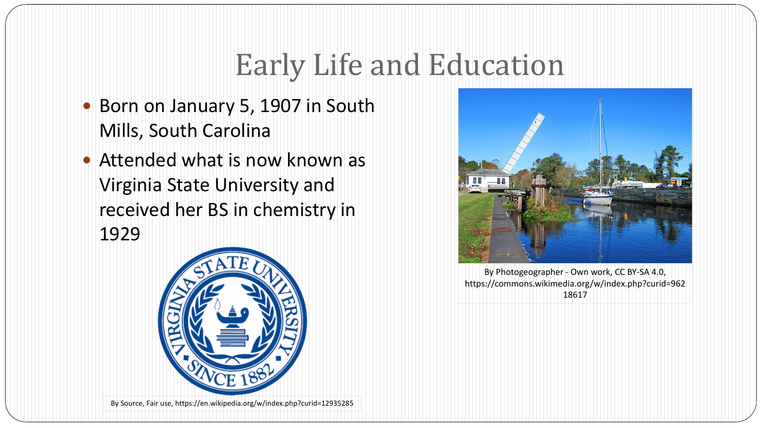# Early Life and Education

- Born on January 5, 1907 in South Mills, South Carolina
- Attended what is now known as Virginia State University and received her BS in chemistry in 1929

By Source, Fair use, https://en.wikipedia.org/w/index.php?curid=12935285

By Photogeographer - Own work, CC BY-SA 4.0, https://commons.wikimedia.org/w/index.php?curid=96218617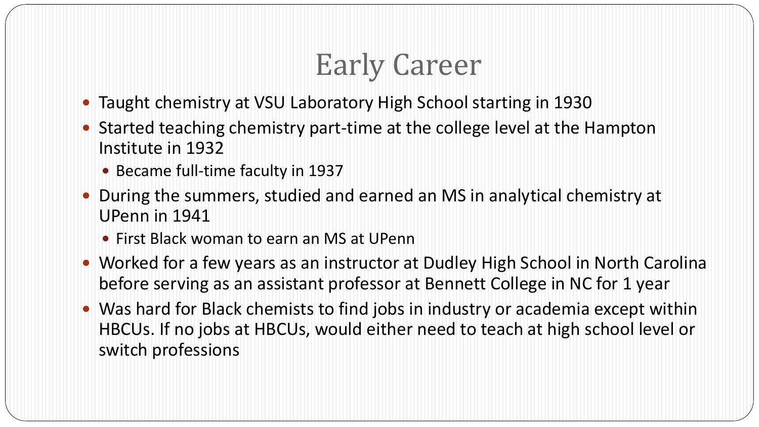# Early Career

- Taught chemistry at VSU Laboratory High School starting in 1930
- Started teaching chemistry part-time at the college level at the Hampton Institute in 1932
  - Became full-time faculty in 1937
- During the summers, studied and earned an MS in analytical chemistry at UPenn in 1941
  - First Black woman to earn an MS at UPenn
- Worked for a few years as an instructor at Dudley High School in North Carolina before serving as an assistant professor at Bennett College in NC for 1 year
- Was hard for Black chemists to find jobs in industry or academia except within HBCUs. If no jobs at HBCUs, would either need to teach at high school level or switch professions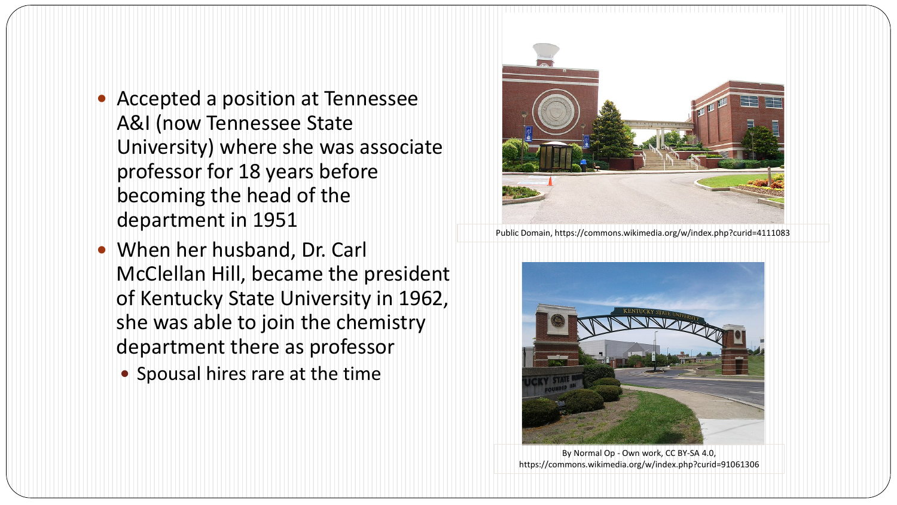- Accepted a position at Tennessee A&I (now Tennessee State University) where she was associate professor for 18 years before becoming the head of the department in 1951
- When her husband, Dr. Carl McClellan Hill, became the president of Kentucky State University in 1962, she was able to join the chemistry department there as professor
  - Spousal hires rare at the time

Public Domain, https://commons.wikimedia.org/w/index.php?curid=4111083

By Normal Op - Own work, CC BY-SA 4.0, https://commons.wikimedia.org/w/index.php?curid=91061306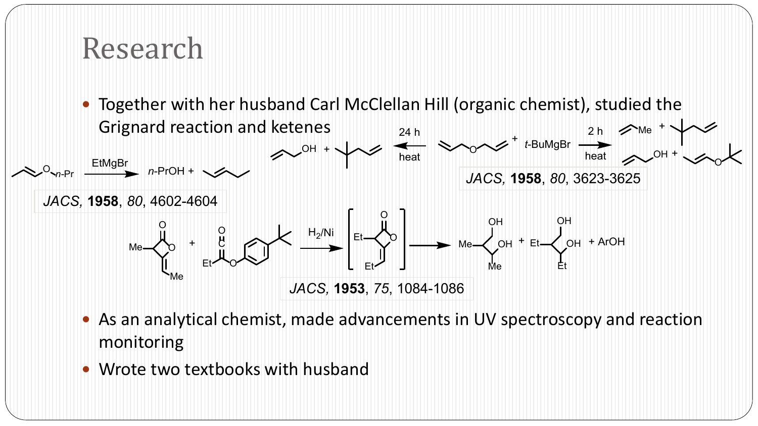# Research

- Together with her husband Carl McClellan Hill (organic chemist), studied the Grignard reaction and ketenes

JACS, **1958**, *80*, 4602-4604

JACS, **1958**, *80*, 3623-3625

JACS, **1953**, *75*, 1084-1086

- As an analytical chemist, made advancements in UV spectroscopy and reaction monitoring
- Wrote two textbooks with husband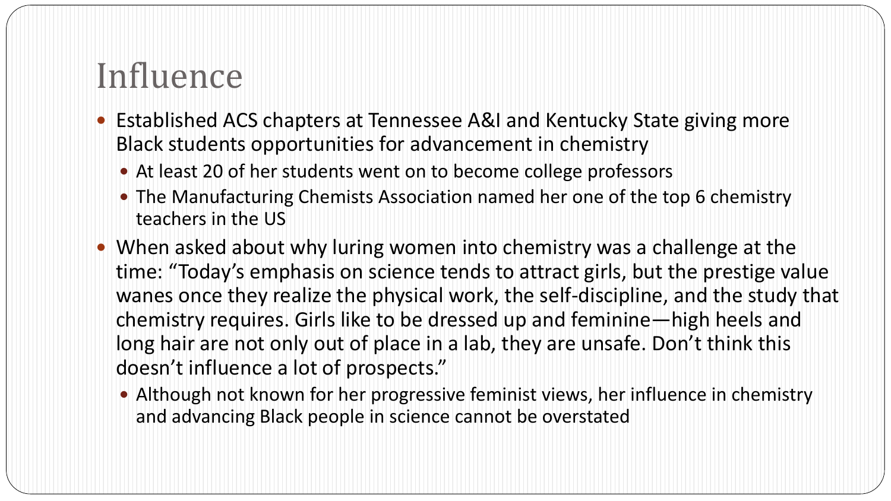# Influence

- Established ACS chapters at Tennessee A&I and Kentucky State giving more Black students opportunities for advancement in chemistry
  - At least 20 of her students went on to become college professors
  - The Manufacturing Chemists Association named her one of the top 6 chemistry teachers in the US
- When asked about why luring women into chemistry was a challenge at the time: "Today's emphasis on science tends to attract girls, but the prestige value wanes once they realize the physical work, the self-discipline, and the study that chemistry requires. Girls like to be dressed up and feminine—high heels and long hair are not only out of place in a lab, they are unsafe. Don't think this doesn't influence a lot of prospects."
  - Although not known for her progressive feminist views, her influence in chemistry and advancing Black people in science cannot be overstated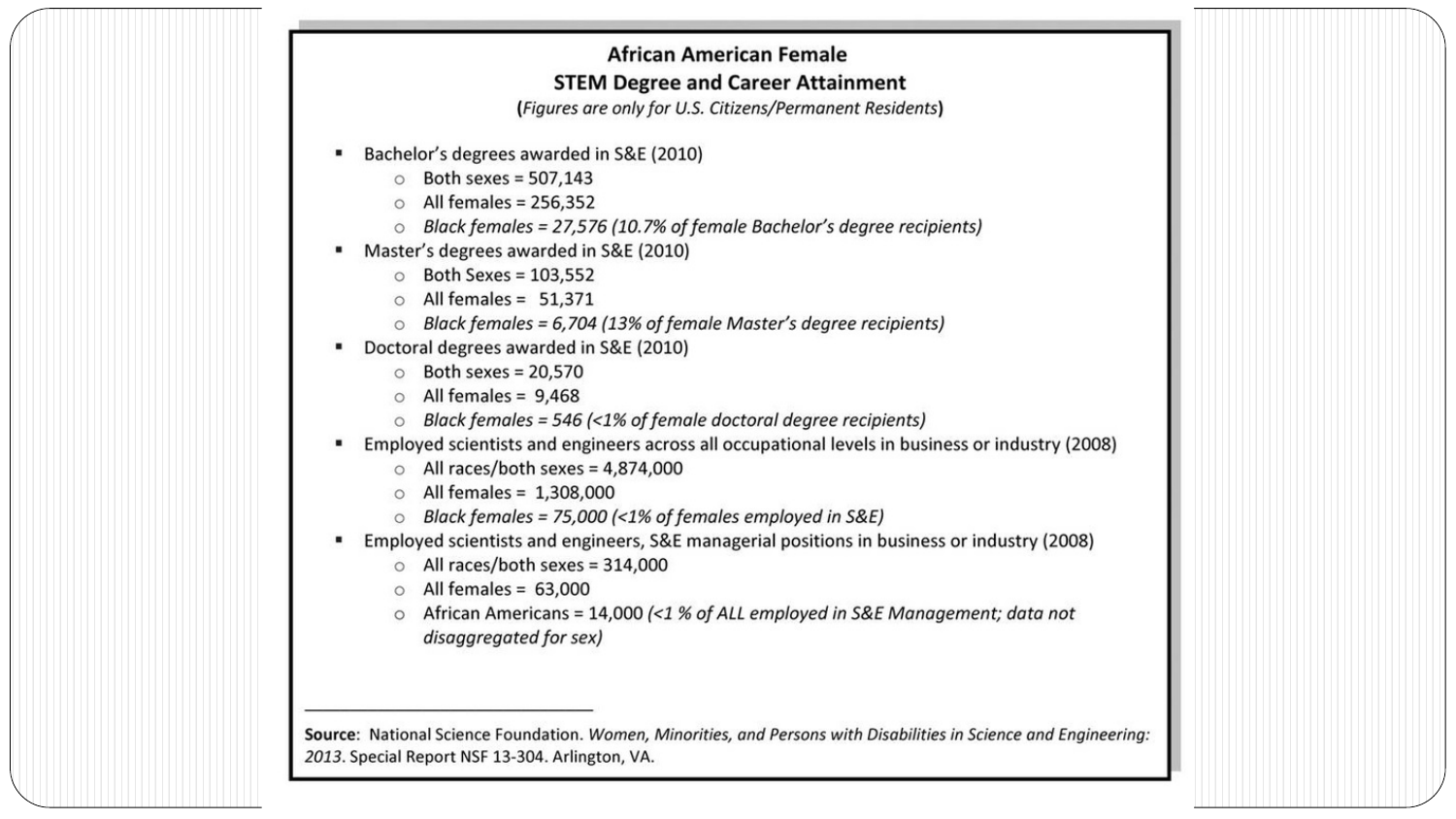## African American Female
## STEM Degree and Career Attainment

(*Figures are only for U.S. Citizens/Permanent Residents*)

- Bachelor's degrees awarded in S&E (2010)
  - Both sexes = 507,143
  - All females = 256,352
  - *Black females = 27,576 (10.7% of female Bachelor's degree recipients)*
- Master's degrees awarded in S&E (2010)
  - Both Sexes = 103,552
  - All females = 51,371
  - *Black females = 6,704 (13% of female Master's degree recipients)*
- Doctoral degrees awarded in S&E (2010)
  - Both sexes = 20,570
  - All females = 9,468
  - *Black females = 546 (<1% of female doctoral degree recipients)*
- Employed scientists and engineers across all occupational levels in business or industry (2008)
  - All races/both sexes = 4,874,000
  - All females = 1,308,000
  - *Black females = 75,000 (<1% of females employed in S&E)*
- Employed scientists and engineers, S&E managerial positions in business or industry (2008)
  - All races/both sexes = 314,000
  - All females = 63,000
  - African Americans = 14,000 *(<1 % of ALL employed in S&E Management; data not disaggregated for sex)*

---

**Source**: National Science Foundation. *Women, Minorities, and Persons with Disabilities in Science and Engineering: 2013*. Special Report NSF 13-304. Arlington, VA.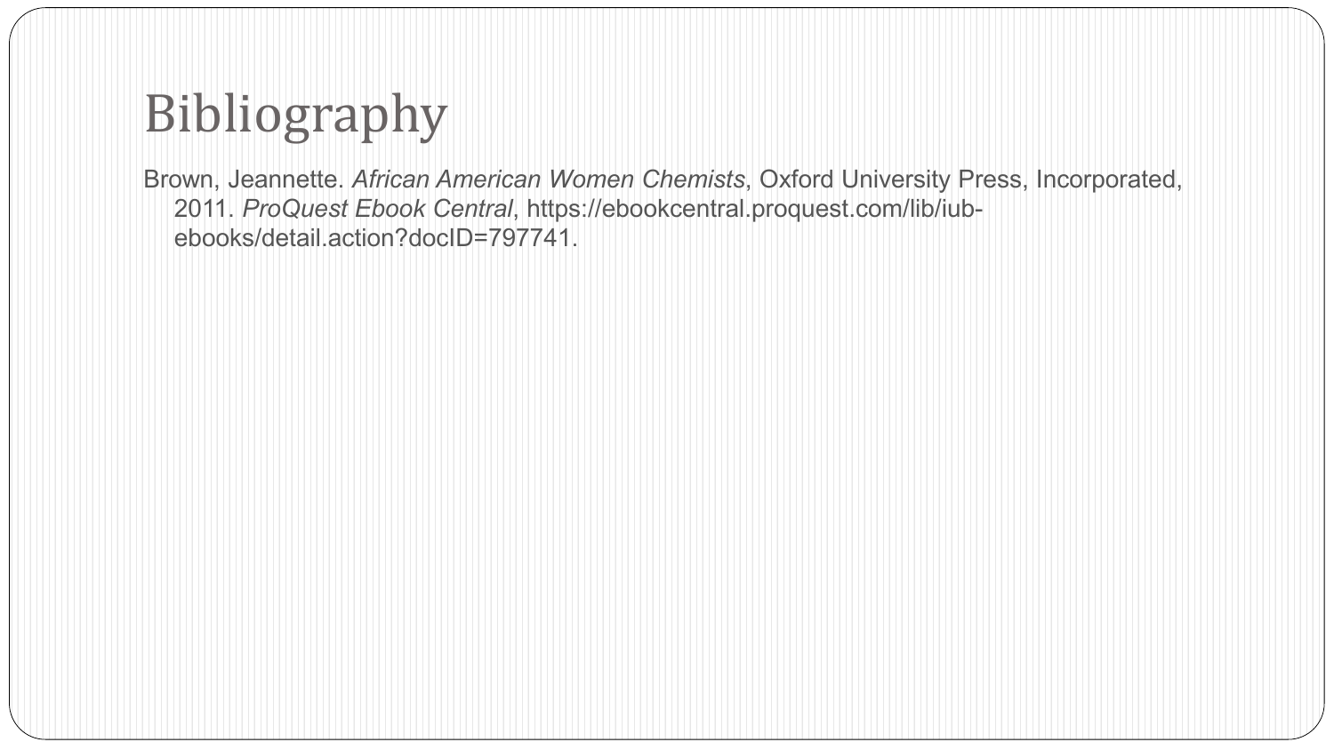# Bibliography

Brown, Jeannette. *African American Women Chemists*, Oxford University Press, Incorporated, 2011. *ProQuest Ebook Central*, https://ebookcentral.proquest.com/lib/iub-ebooks/detail.action?docID=797741.